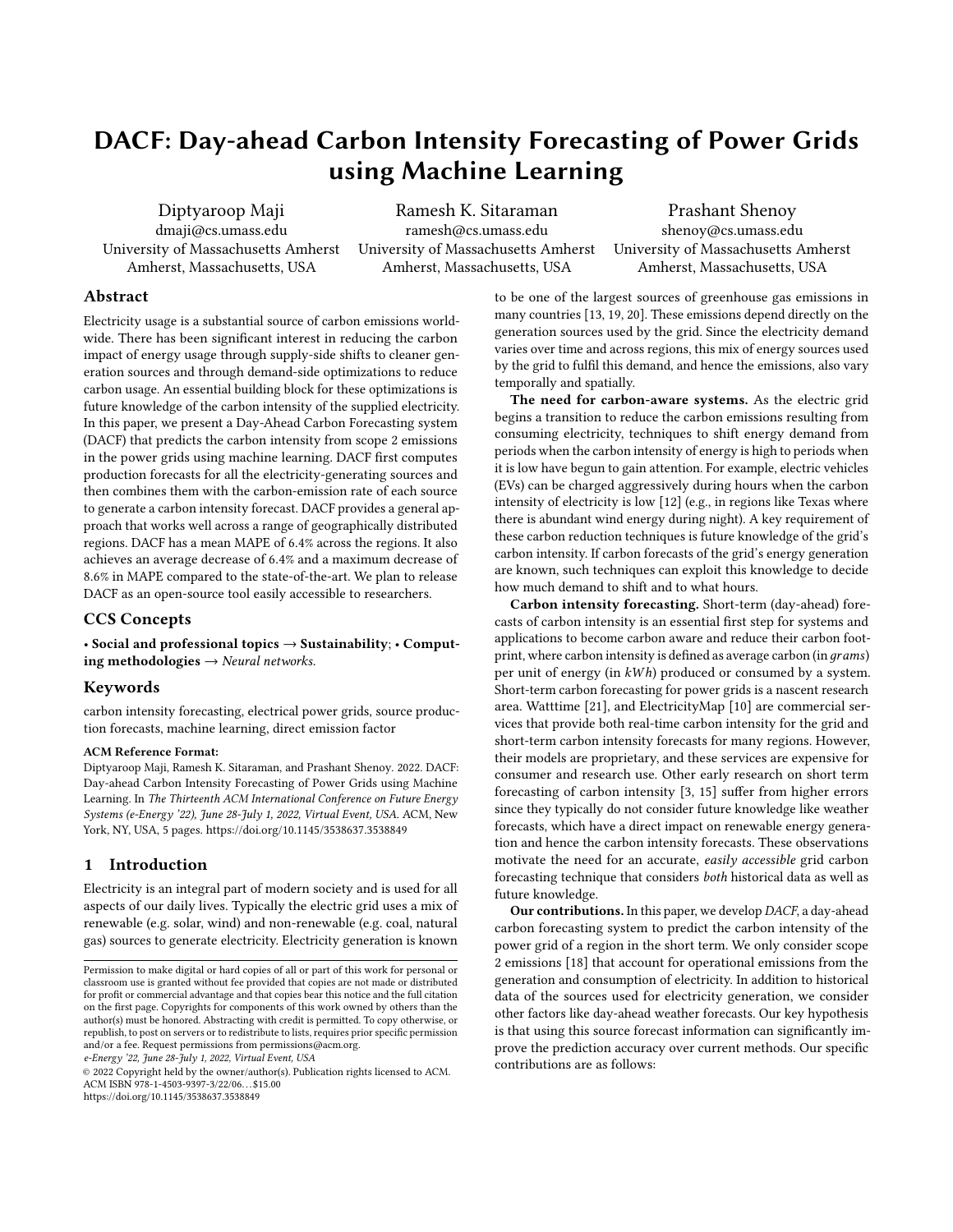# DACF: Day-ahead Carbon Intensity Forecasting of Power Grids using Machine Learning

Diptyaroop Maji
dmaji@cs.umass.edu
University of Massachusetts Amherst
Amherst, Massachusetts, USA

Ramesh K. Sitaraman
ramesh@cs.umass.edu
University of Massachusetts Amherst
Amherst, Massachusetts, USA

Prashant Shenoy
shenoy@cs.umass.edu
University of Massachusetts Amherst
Amherst, Massachusetts, USA

## Abstract

Electricity usage is a substantial source of carbon emissions worldwide. There has been significant interest in reducing the carbon impact of energy usage through supply-side shifts to cleaner generation sources and through demand-side optimizations to reduce carbon usage. An essential building block for these optimizations is future knowledge of the carbon intensity of the supplied electricity. In this paper, we present a Day-Ahead Carbon Forecasting system (DACF) that predicts the carbon intensity from scope 2 emissions in the power grids using machine learning. DACF first computes production forecasts for all the electricity-generating sources and then combines them with the carbon-emission rate of each source to generate a carbon intensity forecast. DACF provides a general approach that works well across a range of geographically distributed regions. DACF has a mean MAPE of 6.4% across the regions. It also achieves an average decrease of 6.4% and a maximum decrease of 8.6% in MAPE compared to the state-of-the-art. We plan to release DACF as an open-source tool easily accessible to researchers.

## CCS Concepts

• **Social and professional topics** → **Sustainability**; • **Computing methodologies** → *Neural networks.*

## Keywords

carbon intensity forecasting, electrical power grids, source production forecasts, machine learning, direct emission factor

**ACM Reference Format:**
Diptyaroop Maji, Ramesh K. Sitaraman, and Prashant Shenoy. 2022. DACF: Day-ahead Carbon Intensity Forecasting of Power Grids using Machine Learning. In *The Thirteenth ACM International Conference on Future Energy Systems (e-Energy '22), June 28-July 1, 2022, Virtual Event, USA.* ACM, New York, NY, USA, 5 pages. https://doi.org/10.1145/3538637.3538849

## 1 Introduction

Electricity is an integral part of modern society and is used for all aspects of our daily lives. Typically the electric grid uses a mix of renewable (e.g. solar, wind) and non-renewable (e.g. coal, natural gas) sources to generate electricity. Electricity generation is known to be one of the largest sources of greenhouse gas emissions in many countries [13, 19, 20]. These emissions depend directly on the generation sources used by the grid. Since the electricity demand varies over time and across regions, this mix of energy sources used by the grid to fulfil this demand, and hence the emissions, also vary temporally and spatially.

**The need for carbon-aware systems.** As the electric grid begins a transition to reduce the carbon emissions resulting from consuming electricity, techniques to shift energy demand from periods when the carbon intensity of energy is high to periods when it is low have begun to gain attention. For example, electric vehicles (EVs) can be charged aggressively during hours when the carbon intensity of electricity is low [12] (e.g., in regions like Texas where there is abundant wind energy during night). A key requirement of these carbon reduction techniques is future knowledge of the grid's carbon intensity. If carbon forecasts of the grid's energy generation are known, such techniques can exploit this knowledge to decide how much demand to shift and to what hours.

**Carbon intensity forecasting.** Short-term (day-ahead) forecasts of carbon intensity is an essential first step for systems and applications to become carbon aware and reduce their carbon footprint, where carbon intensity is defined as average carbon (in *grams*) per unit of energy (in *kWh*) produced or consumed by a system. Short-term carbon forecasting for power grids is a nascent research area. Watttime [21], and ElectricityMap [10] are commercial services that provide both real-time carbon intensity for the grid and short-term carbon intensity forecasts for many regions. However, their models are proprietary, and these services are expensive for consumer and research use. Other early research on short term forecasting of carbon intensity [3, 15] suffer from higher errors since they typically do not consider future knowledge like weather forecasts, which have a direct impact on renewable energy generation and hence the carbon intensity forecasts. These observations motivate the need for an accurate, *easily accessible* grid carbon forecasting technique that considers *both* historical data as well as future knowledge.

**Our contributions.** In this paper, we develop *DACF*, a day-ahead carbon forecasting system to predict the carbon intensity of the power grid of a region in the short term. We only consider scope 2 emissions [18] that account for operational emissions from the generation and consumption of electricity. In addition to historical data of the sources used for electricity generation, we consider other factors like day-ahead weather forecasts. Our key hypothesis is that using this source forecast information can significantly improve the prediction accuracy over current methods. Our specific contributions are as follows:

Permission to make digital or hard copies of all or part of this work for personal or classroom use is granted without fee provided that copies are not made or distributed for profit or commercial advantage and that copies bear this notice and the full citation on the first page. Copyrights for components of this work owned by others than the author(s) must be honored. Abstracting with credit is permitted. To copy otherwise, or republish, to post on servers or to redistribute to lists, requires prior specific permission and/or a fee. Request permissions from permissions@acm.org.
*e-Energy '22, June 28-July 1, 2022, Virtual Event, USA*
© 2022 Copyright held by the owner/author(s). Publication rights licensed to ACM.
ACM ISBN 978-1-4503-9397-3/22/06...$15.00
https://doi.org/10.1145/3538637.3538849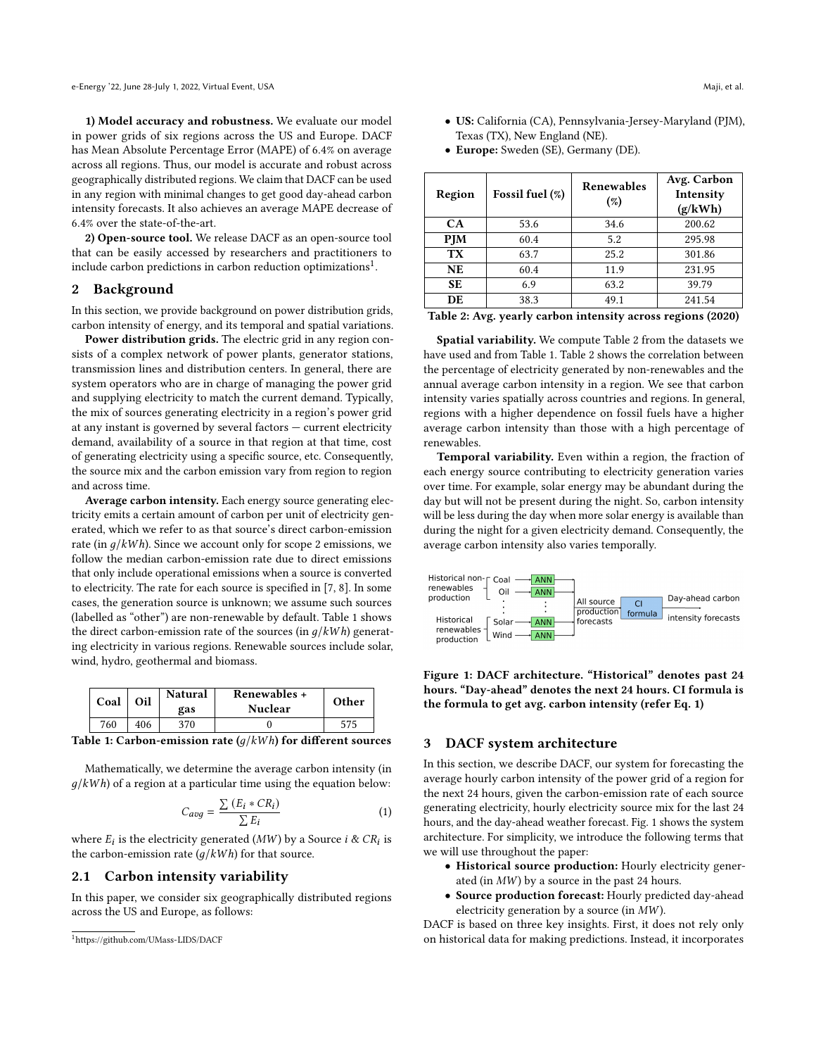**1) Model accuracy and robustness.** We evaluate our model in power grids of six regions across the US and Europe. DACF has Mean Absolute Percentage Error (MAPE) of 6.4% on average across all regions. Thus, our model is accurate and robust across geographically distributed regions. We claim that DACF can be used in any region with minimal changes to get good day-ahead carbon intensity forecasts. It also achieves an average MAPE decrease of 6.4% over the state-of-the-art.

**2) Open-source tool.** We release DACF as an open-source tool that can be easily accessed by researchers and practitioners to include carbon predictions in carbon reduction optimizations[1].

## 2 Background

In this section, we provide background on power distribution grids, carbon intensity of energy, and its temporal and spatial variations.

**Power distribution grids.** The electric grid in any region consists of a complex network of power plants, generator stations, transmission lines and distribution centers. In general, there are system operators who are in charge of managing the power grid and supplying electricity to match the current demand. Typically, the mix of sources generating electricity in a region's power grid at any instant is governed by several factors — current electricity demand, availability of a source in that region at that time, cost of generating electricity using a specific source, etc. Consequently, the source mix and the carbon emission vary from region to region and across time.

**Average carbon intensity.** Each energy source generating electricity emits a certain amount of carbon per unit of electricity generated, which we refer to as that source's direct carbon-emission rate (in $g/kWh$). Since we account only for scope 2 emissions, we follow the median carbon-emission rate due to direct emissions that only include operational emissions when a source is converted to electricity. The rate for each source is specified in [7, 8]. In some cases, the generation source is unknown; we assume such sources (labelled as "other") are non-renewable by default. Table 1 shows the direct carbon-emission rate of the sources (in $g/kWh$) generating electricity in various regions. Renewable sources include solar, wind, hydro, geothermal and biomass.

| Coal | Oil | Natural gas | Renewables + Nuclear | Other |
|---|---|---|---|---|
| 760 | 406 | 370 | 0 | 575 |

**Table 1: Carbon-emission rate ($g/kWh$) for different sources**

Mathematically, we determine the average carbon intensity (in $g/kWh$) of a region at a particular time using the equation below:

$$C_{avg} = \frac{\sum (E_i * CR_i)}{\sum E_i} \tag{1}$$

where $E_i$ is the electricity generated ($MW$) by a Source $i$ & $CR_i$ is the carbon-emission rate ($g/kWh$) for that source.

### 2.1 Carbon intensity variability

In this paper, we consider six geographically distributed regions across the US and Europe, as follows:

- **US:** California (CA), Pennsylvania-Jersey-Maryland (PJM), Texas (TX), New England (NE).
- **Europe:** Sweden (SE), Germany (DE).

| Region | Fossil fuel (%) | Renewables (%) | Avg. Carbon Intensity (g/kWh) |
|---|---|---|---|
| **CA** | 53.6 | 34.6 | 200.62 |
| **PJM** | 60.4 | 5.2 | 295.98 |
| **TX** | 63.7 | 25.2 | 301.86 |
| **NE** | 60.4 | 11.9 | 231.95 |
| **SE** | 6.9 | 63.2 | 39.79 |
| **DE** | 38.3 | 49.1 | 241.54 |

**Table 2: Avg. yearly carbon intensity across regions (2020)**

**Spatial variability.** We compute Table 2 from the datasets we have used and from Table 1. Table 2 shows the correlation between the percentage of electricity generated by non-renewables and the annual average carbon intensity in a region. We see that carbon intensity varies spatially across countries and regions. In general, regions with a higher dependence on fossil fuels have a higher average carbon intensity than those with a high percentage of renewables.

**Temporal variability.** Even within a region, the fraction of each energy source contributing to electricity generation varies over time. For example, solar energy may be abundant during the day but will not be present during the night. So, carbon intensity will be less during the day when more solar energy is available than during the night for a given electricity demand. Consequently, the average carbon intensity also varies temporally.

**Figure 1: DACF architecture. "Historical" denotes past 24 hours. "Day-ahead" denotes the next 24 hours. CI formula is the formula to get avg. carbon intensity (refer Eq. 1)**

## 3 DACF system architecture

In this section, we describe DACF, our system for forecasting the average hourly carbon intensity of the power grid of a region for the next 24 hours, given the carbon-emission rate of each source generating electricity, hourly electricity source mix for the last 24 hours, and the day-ahead weather forecast. Fig. 1 shows the system architecture. For simplicity, we introduce the following terms that we will use throughout the paper:

- **Historical source production:** Hourly electricity generated (in $MW$) by a source in the past 24 hours.
- **Source production forecast:** Hourly predicted day-ahead electricity generation by a source (in $MW$).

DACF is based on three key insights. First, it does not rely only on historical data for making predictions. Instead, it incorporates

[1] https://github.com/UMass-LIDS/DACF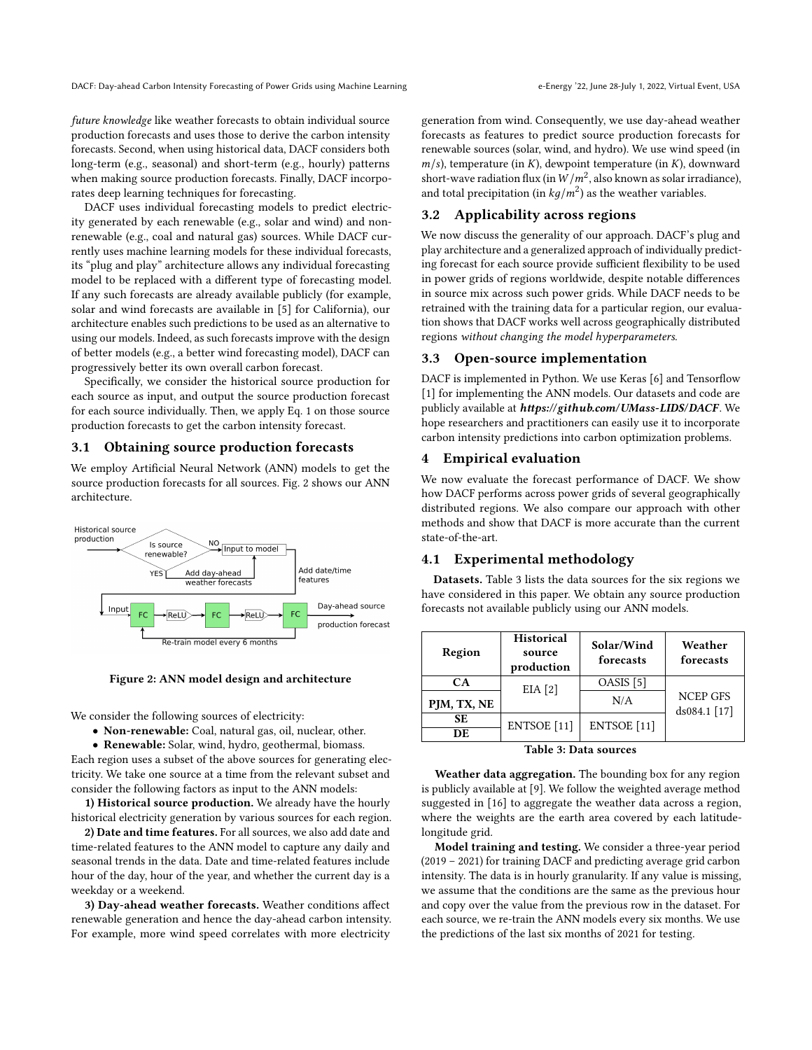*future knowledge* like weather forecasts to obtain individual source production forecasts and uses those to derive the carbon intensity forecasts. Second, when using historical data, DACF considers both long-term (e.g., seasonal) and short-term (e.g., hourly) patterns when making source production forecasts. Finally, DACF incorporates deep learning techniques for forecasting.

DACF uses individual forecasting models to predict electricity generated by each renewable (e.g., solar and wind) and non-renewable (e.g., coal and natural gas) sources. While DACF currently uses machine learning models for these individual forecasts, its "plug and play" architecture allows any individual forecasting model to be replaced with a different type of forecasting model. If any such forecasts are already available publicly (for example, solar and wind forecasts are available in [5] for California), our architecture enables such predictions to be used as an alternative to using our models. Indeed, as such forecasts improve with the design of better models (e.g., a better wind forecasting model), DACF can progressively better its own overall carbon forecast.

Specifically, we consider the historical source production for each source as input, and output the source production forecast for each source individually. Then, we apply Eq. 1 on those source production forecasts to get the carbon intensity forecast.

## 3.1 Obtaining source production forecasts

We employ Artificial Neural Network (ANN) models to get the source production forecasts for all sources. Fig. 2 shows our ANN architecture.

**Figure 2: ANN model design and architecture**

We consider the following sources of electricity:

- **Non-renewable:** Coal, natural gas, oil, nuclear, other.
- **Renewable:** Solar, wind, hydro, geothermal, biomass.

Each region uses a subset of the above sources for generating electricity. We take one source at a time from the relevant subset and consider the following factors as input to the ANN models:

**1) Historical source production.** We already have the hourly historical electricity generation by various sources for each region.

**2) Date and time features.** For all sources, we also add date and time-related features to the ANN model to capture any daily and seasonal trends in the data. Date and time-related features include hour of the day, hour of the year, and whether the current day is a weekday or a weekend.

**3) Day-ahead weather forecasts.** Weather conditions affect renewable generation and hence the day-ahead carbon intensity. For example, more wind speed correlates with more electricity generation from wind. Consequently, we use day-ahead weather forecasts as features to predict source production forecasts for renewable sources (solar, wind, and hydro). We use wind speed (in $m/s$), temperature (in $K$), dewpoint temperature (in $K$), downward short-wave radiation flux (in $W/m^2$, also known as solar irradiance), and total precipitation (in $kg/m^2$) as the weather variables.

## 3.2 Applicability across regions

We now discuss the generality of our approach. DACF's plug and play architecture and a generalized approach of individually predicting forecast for each source provide sufficient flexibility to be used in power grids of regions worldwide, despite notable differences in source mix across such power grids. While DACF needs to be retrained with the training data for a particular region, our evaluation shows that DACF works well across geographically distributed regions *without changing the model hyperparameters*.

## 3.3 Open-source implementation

DACF is implemented in Python. We use Keras [6] and Tensorflow [1] for implementing the ANN models. Our datasets and code are publicly available at ***https://github.com/UMass-LIDS/DACF***. We hope researchers and practitioners can easily use it to incorporate carbon intensity predictions into carbon optimization problems.

# 4 Empirical evaluation

We now evaluate the forecast performance of DACF. We show how DACF performs across power grids of several geographically distributed regions. We also compare our approach with other methods and show that DACF is more accurate than the current state-of-the-art.

## 4.1 Experimental methodology

**Datasets.** Table 3 lists the data sources for the six regions we have considered in this paper. We obtain any source production forecasts not available publicly using our ANN models.

| Region | Historical source production | Solar/Wind forecasts | Weather forecasts |
|---|---|---|---|
| **CA** | EIA [2] | OASIS [5] | NCEP GFS ds084.1 [17] |
| **PJM, TX, NE** | | N/A | |
| **SE** | ENTSOE [11] | ENTSOE [11] | |
| **DE** | | | |

**Table 3: Data sources**

**Weather data aggregation.** The bounding box for any region is publicly available at [9]. We follow the weighted average method suggested in [16] to aggregate the weather data across a region, where the weights are the earth area covered by each latitude-longitude grid.

**Model training and testing.** We consider a three-year period (2019 – 2021) for training DACF and predicting average grid carbon intensity. The data is in hourly granularity. If any value is missing, we assume that the conditions are the same as the previous hour and copy over the value from the previous row in the dataset. For each source, we re-train the ANN models every six months. We use the predictions of the last six months of 2021 for testing.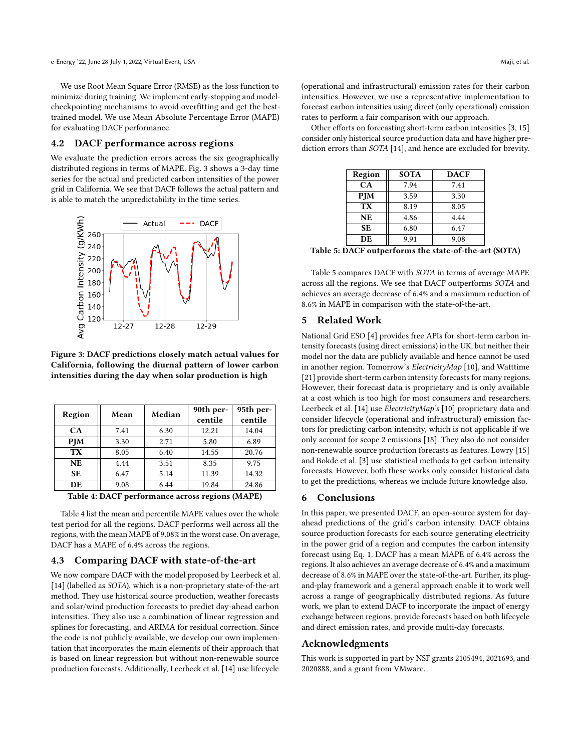We use Root Mean Square Error (RMSE) as the loss function to minimize during training. We implement early-stopping and model-checkpointing mechanisms to avoid overfitting and get the best-trained model. We use Mean Absolute Percentage Error (MAPE) for evaluating DACF performance.

## 4.2 DACF performance across regions

We evaluate the prediction errors across the six geographically distributed regions in terms of MAPE. Fig. 3 shows a 3-day time series for the actual and predicted carbon intensities of the power grid in California. We see that DACF follows the actual pattern and is able to match the unpredictability in the time series.

**Figure 3: DACF predictions closely match actual values for California, following the diurnal pattern of lower carbon intensities during the day when solar production is high**

| Region | Mean | Median | 90th percentile | 95th percentile |
|---|---|---|---|---|
| CA | 7.41 | 6.30 | 12.21 | 14.04 |
| PJM | 3.30 | 2.71 | 5.80 | 6.89 |
| TX | 8.05 | 6.40 | 14.55 | 20.76 |
| NE | 4.44 | 3.51 | 8.35 | 9.75 |
| SE | 6.47 | 5.14 | 11.39 | 14.32 |
| DE | 9.08 | 6.44 | 19.84 | 24.86 |

**Table 4: DACF performance across regions (MAPE)**

Table 4 list the mean and percentile MAPE values over the whole test period for all the regions. DACF performs well across all the regions, with the mean MAPE of 9.08% in the worst case. On average, DACF has a MAPE of 6.4% across the regions.

## 4.3 Comparing DACF with state-of-the-art

We now compare DACF with the model proposed by Leerbeck et al. [14] (labelled as *SOTA*), which is a non-proprietary state-of-the-art method. They use historical source production, weather forecasts and solar/wind production forecasts to predict day-ahead carbon intensities. They also use a combination of linear regression and splines for forecasting, and ARIMA for residual correction. Since the code is not publicly available, we develop our own implementation that incorporates the main elements of their approach that is based on linear regression but without non-renewable source production forecasts. Additionally, Leerbeck et al. [14] use lifecycle (operational and infrastructural) emission rates for their carbon intensities. However, we use a representative implementation to forecast carbon intensities using direct (only operational) emission rates to perform a fair comparison with our approach.

Other efforts on forecasting short-term carbon intensities [3, 15] consider only historical source production data and have higher prediction errors than *SOTA* [14], and hence are excluded for brevity.

| Region | SOTA | DACF |
|---|---|---|
| CA | 7.94 | 7.41 |
| PJM | 3.59 | 3.30 |
| TX | 8.19 | 8.05 |
| NE | 4.86 | 4.44 |
| SE | 6.80 | 6.47 |
| DE | 9.91 | 9.08 |

**Table 5: DACF outperforms the state-of-the-art (SOTA)**

Table 5 compares DACF with *SOTA* in terms of average MAPE across all the regions. We see that DACF outperforms *SOTA* and achieves an average decrease of 6.4% and a maximum reduction of 8.6% in MAPE in comparison with the state-of-the-art.

# 5 Related Work

National Grid ESO [4] provides free APIs for short-term carbon intensity forecasts (using direct emissions) in the UK, but neither their model nor the data are publicly available and hence cannot be used in another region. Tomorrow's *ElectricityMap* [10], and Watttime [21] provide short-term carbon intensity forecasts for many regions. However, their forecast data is proprietary and is only available at a cost which is too high for most consumers and researchers. Leerbeck et al. [14] use *ElectricityMap's* [10] proprietary data and consider lifecycle (operational and infrastructural) emission factors for predicting carbon intensity, which is not applicable if we only account for scope 2 emissions [18]. They also do not consider non-renewable source production forecasts as features. Lowry [15] and Bokde et al. [3] use statistical methods to get carbon intensity forecasts. However, both these works only consider historical data to get the predictions, whereas we include future knowledge also.

# 6 Conclusions

In this paper, we presented DACF, an open-source system for day-ahead predictions of the grid's carbon intensity. DACF obtains source production forecasts for each source generating electricity in the power grid of a region and computes the carbon intensity forecast using Eq. 1. DACF has a mean MAPE of 6.4% across the regions. It also achieves an average decrease of 6.4% and a maximum decrease of 8.6% in MAPE over the state-of-the-art. Further, its plug-and-play framework and a general approach enable it to work well across a range of geographically distributed regions. As future work, we plan to extend DACF to incorporate the impact of energy exchange between regions, provide forecasts based on both lifecycle and direct emission rates, and provide multi-day forecasts.

## Acknowledgments

This work is supported in part by NSF grants 2105494, 2021693, and 2020888, and a grant from VMware.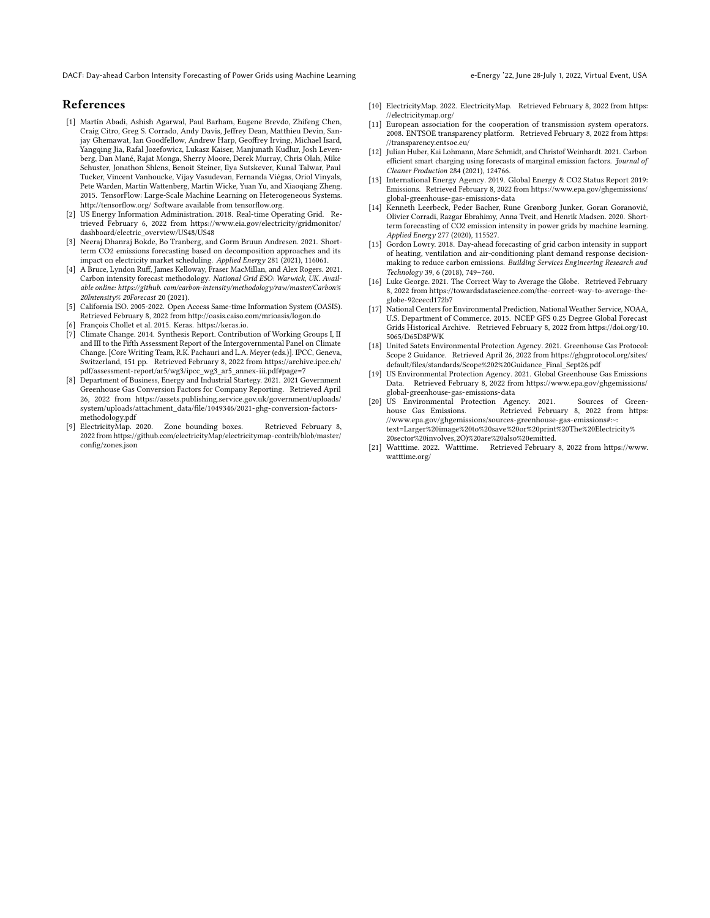# References

[1] Martín Abadi, Ashish Agarwal, Paul Barham, Eugene Brevdo, Zhifeng Chen, Craig Citro, Greg S. Corrado, Andy Davis, Jeffrey Dean, Matthieu Devin, Sanjay Ghemawat, Ian Goodfellow, Andrew Harp, Geoffrey Irving, Michael Isard, Yangqing Jia, Rafal Jozefowicz, Lukasz Kaiser, Manjunath Kudlur, Josh Levenberg, Dan Mané, Rajat Monga, Sherry Moore, Derek Murray, Chris Olah, Mike Schuster, Jonathon Shlens, Benoit Steiner, Ilya Sutskever, Kunal Talwar, Paul Tucker, Vincent Vanhoucke, Vijay Vasudevan, Fernanda Viégas, Oriol Vinyals, Pete Warden, Martin Wattenberg, Martin Wicke, Yuan Yu, and Xiaoqiang Zheng. 2015. TensorFlow: Large-Scale Machine Learning on Heterogeneous Systems. http://tensorflow.org/ Software available from tensorflow.org.

[2] US Energy Information Administration. 2018. Real-time Operating Grid. Retrieved February 6, 2022 from https://www.eia.gov/electricity/gridmonitor/dashboard/electric_overview/US48/US48

[3] Neeraj Dhanraj Bokde, Bo Tranberg, and Gorm Bruun Andresen. 2021. Short-term CO2 emissions forecasting based on decomposition approaches and its impact on electricity market scheduling. *Applied Energy* 281 (2021), 116061.

[4] A Bruce, Lyndon Ruff, James Kelloway, Fraser MacMillan, and Alex Rogers. 2021. Carbon intensity forecast methodology. *National Grid ESO: Warwick, UK. Available online: https://github. com/carbon-intensity/methodology/raw/master/Carbon%20Intensity% 20Forecast* 20 (2021).

[5] California ISO. 2005-2022. Open Access Same-time Information System (OASIS). Retrieved February 8, 2022 from http://oasis.caiso.com/mrioasis/logon.do

[6] François Chollet et al. 2015. Keras. https://keras.io.

[7] Climate Change. 2014. Synthesis Report. Contribution of Working Groups I, II and III to the Fifth Assessment Report of the Intergovernmental Panel on Climate Change. [Core Writing Team, R.K. Pachauri and L.A. Meyer (eds.)]. IPCC, Geneva, Switzerland, 151 pp. Retrieved February 8, 2022 from https://archive.ipcc.ch/pdf/assessment-report/ar5/wg3/ipcc_wg3_ar5_annex-iii.pdf#page=7

[8] Department of Business, Energy and Industrial Startegy. 2021. 2021 Government Greenhouse Gas Conversion Factors for Company Reporting. Retrieved April 26, 2022 from https://assets.publishing.service.gov.uk/government/uploads/system/uploads/attachment_data/file/1049346/2021-ghg-conversion-factors-methodology.pdf

[9] ElectricityMap. 2020. Zone bounding boxes. Retrieved February 8, 2022 from https://github.com/electricityMap/electricitymap-contrib/blob/master/config/zones.json

[10] ElectricityMap. 2022. ElectricityMap. Retrieved February 8, 2022 from https://electricitymap.org/

[11] European association for the cooperation of transmission system operators. 2008. ENTSOE transparency platform. Retrieved February 8, 2022 from https://transparency.entsoe.eu/

[12] Julian Huber, Kai Lohmann, Marc Schmidt, and Christof Weinhardt. 2021. Carbon efficient smart charging using forecasts of marginal emission factors. *Journal of Cleaner Production* 284 (2021), 124766.

[13] International Energy Agency. 2019. Global Energy & CO2 Status Report 2019: Emissions. Retrieved February 8, 2022 from https://www.epa.gov/ghgemissions/global-greenhouse-gas-emissions-data

[14] Kenneth Leerbeck, Peder Bacher, Rune Grønborg Junker, Goran Goranović, Olivier Corradi, Razgar Ebrahimy, Anna Tveit, and Henrik Madsen. 2020. Short-term forecasting of CO2 emission intensity in power grids by machine learning. *Applied Energy* 277 (2020), 115527.

[15] Gordon Lowry. 2018. Day-ahead forecasting of grid carbon intensity in support of heating, ventilation and air-conditioning plant demand response decision-making to reduce carbon emissions. *Building Services Engineering Research and Technology* 39, 6 (2018), 749–760.

[16] Luke George. 2021. The Correct Way to Average the Globe. Retrieved February 8, 2022 from https://towardsdatascience.com/the-correct-way-to-average-the-globe-92ceecd172b7

[17] National Centers for Environmental Prediction, National Weather Service, NOAA, U.S. Department of Commerce. 2015. NCEP GFS 0.25 Degree Global Forecast Grids Historical Archive. Retrieved February 8, 2022 from https://doi.org/10.5065/D65D8PWK

[18] United Satets Environmental Protection Agency. 2021. Greenhouse Gas Protocol: Scope 2 Guidance. Retrieved April 26, 2022 from https://ghgprotocol.org/sites/default/files/standards/Scope%202%20Guidance_Final_Sept26.pdf

[19] US Environmental Protection Agency. 2021. Global Greenhouse Gas Emissions Data. Retrieved February 8, 2022 from https://www.epa.gov/ghgemissions/global-greenhouse-gas-emissions-data

[20] US Environmental Protection Agency. 2021. Sources of Greenhouse Gas Emissions. Retrieved February 8, 2022 from https://www.epa.gov/ghgemissions/sources-greenhouse-gas-emissions#:~:text=Larger%20image%20to%20save%20or%20print%20The%20Electricity%20sector%20involves,2O)%20are%20also%20emitted.

[21] Watttime. 2022. Watttime. Retrieved February 8, 2022 from https://www.watttime.org/